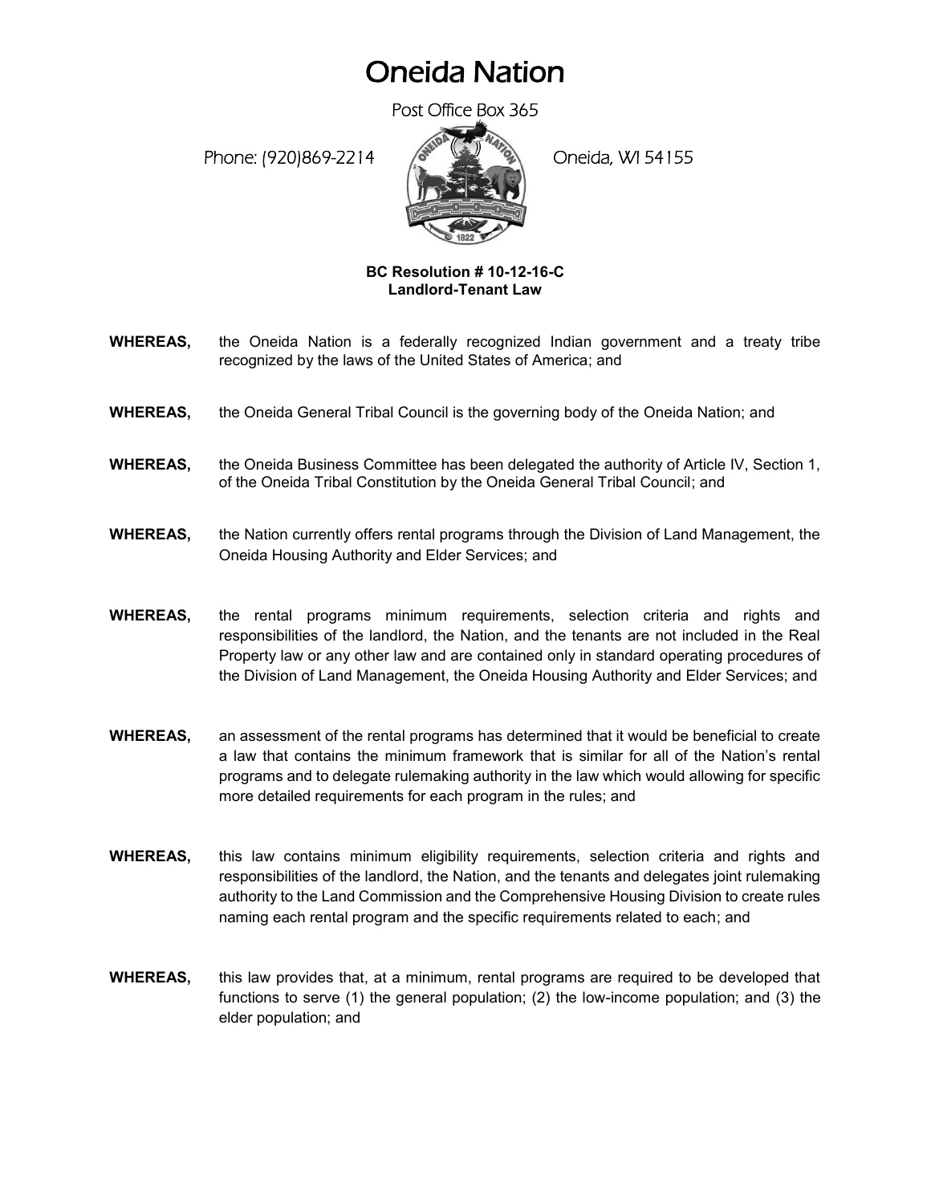# Oneida Nation

Post Office Box 365

Phone: (920)869-2214 Oneida, WI 54155

**BC Resolution # 10-12-16-C**
**Landlord-Tenant Law**

**WHEREAS,** the Oneida Nation is a federally recognized Indian government and a treaty tribe recognized by the laws of the United States of America; and

**WHEREAS,** the Oneida General Tribal Council is the governing body of the Oneida Nation; and

**WHEREAS,** the Oneida Business Committee has been delegated the authority of Article IV, Section 1, of the Oneida Tribal Constitution by the Oneida General Tribal Council; and

**WHEREAS,** the Nation currently offers rental programs through the Division of Land Management, the Oneida Housing Authority and Elder Services; and

**WHEREAS,** the rental programs minimum requirements, selection criteria and rights and responsibilities of the landlord, the Nation, and the tenants are not included in the Real Property law or any other law and are contained only in standard operating procedures of the Division of Land Management, the Oneida Housing Authority and Elder Services; and

**WHEREAS,** an assessment of the rental programs has determined that it would be beneficial to create a law that contains the minimum framework that is similar for all of the Nation's rental programs and to delegate rulemaking authority in the law which would allowing for specific more detailed requirements for each program in the rules; and

**WHEREAS,** this law contains minimum eligibility requirements, selection criteria and rights and responsibilities of the landlord, the Nation, and the tenants and delegates joint rulemaking authority to the Land Commission and the Comprehensive Housing Division to create rules naming each rental program and the specific requirements related to each; and

**WHEREAS,** this law provides that, at a minimum, rental programs are required to be developed that functions to serve (1) the general population; (2) the low-income population; and (3) the elder population; and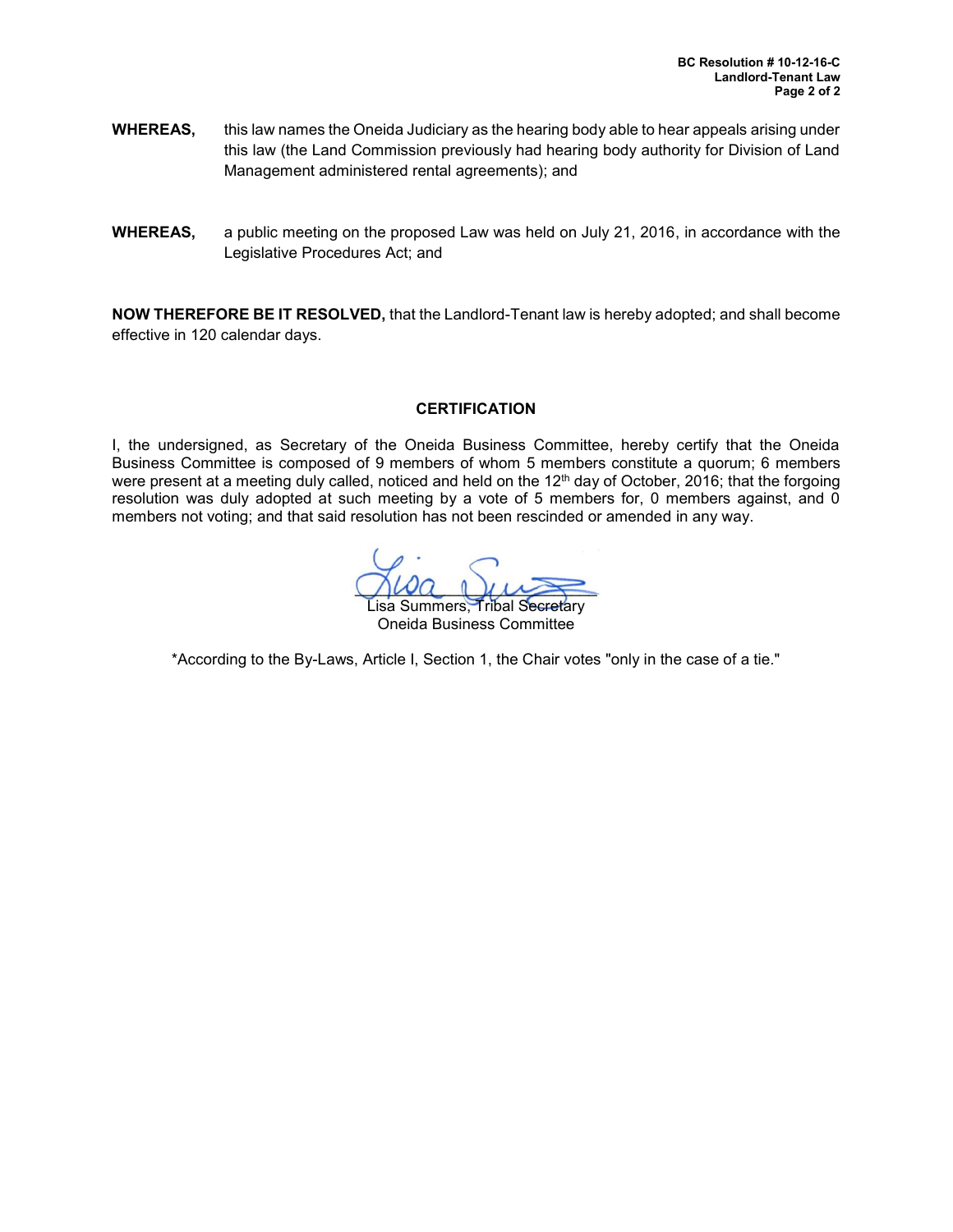**WHEREAS,** this law names the Oneida Judiciary as the hearing body able to hear appeals arising under this law (the Land Commission previously had hearing body authority for Division of Land Management administered rental agreements); and

**WHEREAS,** a public meeting on the proposed Law was held on July 21, 2016, in accordance with the Legislative Procedures Act; and

**NOW THEREFORE BE IT RESOLVED,** that the Landlord-Tenant law is hereby adopted; and shall become effective in 120 calendar days.

## CERTIFICATION

I, the undersigned, as Secretary of the Oneida Business Committee, hereby certify that the Oneida Business Committee is composed of 9 members of whom 5 members constitute a quorum; 6 members were present at a meeting duly called, noticed and held on the 12th day of October, 2016; that the forgoing resolution was duly adopted at such meeting by a vote of 5 members for, 0 members against, and 0 members not voting; and that said resolution has not been rescinded or amended in any way.

Lisa Summers, Tribal Secretary
Oneida Business Committee

*According to the By-Laws, Article I, Section 1, the Chair votes "only in the case of a tie."